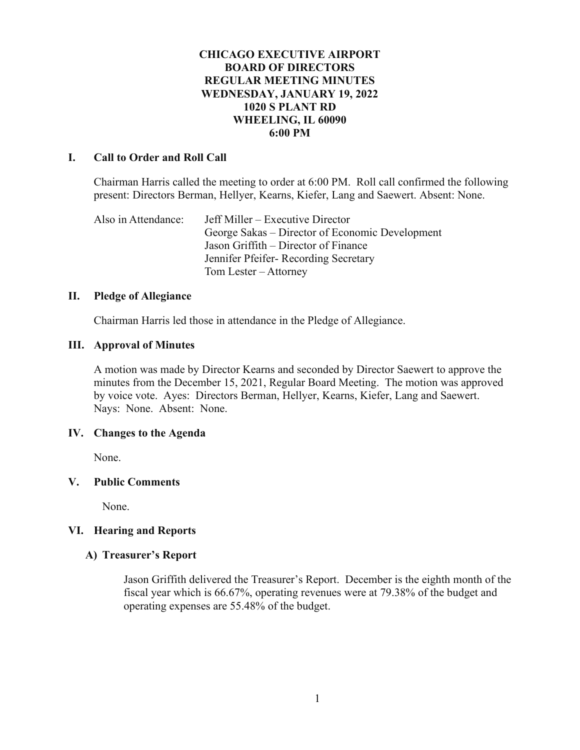# CHICAGO EXECUTIVE AIRPORT
# BOARD OF DIRECTORS
# REGULAR MEETING MINUTES
# WEDNESDAY, JANUARY 19, 2022
# 1020 S PLANT RD
# WHEELING, IL 60090
# 6:00 PM

## I. Call to Order and Roll Call

Chairman Harris called the meeting to order at 6:00 PM. Roll call confirmed the following present: Directors Berman, Hellyer, Kearns, Kiefer, Lang and Saewert. Absent: None.

Also in Attendance:
- Jeff Miller – Executive Director
- George Sakas – Director of Economic Development
- Jason Griffith – Director of Finance
- Jennifer Pfeifer- Recording Secretary
- Tom Lester – Attorney

## II. Pledge of Allegiance

Chairman Harris led those in attendance in the Pledge of Allegiance.

## III. Approval of Minutes

A motion was made by Director Kearns and seconded by Director Saewert to approve the minutes from the December 15, 2021, Regular Board Meeting. The motion was approved by voice vote. Ayes: Directors Berman, Hellyer, Kearns, Kiefer, Lang and Saewert. Nays: None. Absent: None.

## IV. Changes to the Agenda

None.

## V. Public Comments

None.

## VI. Hearing and Reports

### A) Treasurer's Report

Jason Griffith delivered the Treasurer's Report. December is the eighth month of the fiscal year which is 66.67%, operating revenues were at 79.38% of the budget and operating expenses are 55.48% of the budget.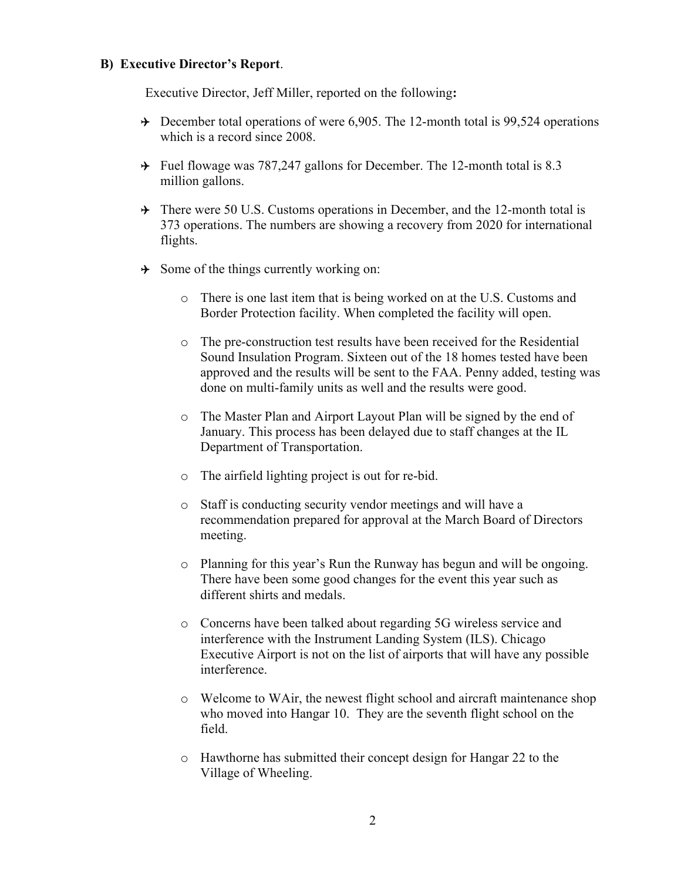**B) Executive Director's Report**.

Executive Director, Jeff Miller, reported on the following**:**

- December total operations of were 6,905. The 12-month total is 99,524 operations which is a record since 2008.
- Fuel flowage was 787,247 gallons for December. The 12-month total is 8.3 million gallons.
- There were 50 U.S. Customs operations in December, and the 12-month total is 373 operations. The numbers are showing a recovery from 2020 for international flights.
- Some of the things currently working on:
  - There is one last item that is being worked on at the U.S. Customs and Border Protection facility. When completed the facility will open.
  - The pre-construction test results have been received for the Residential Sound Insulation Program. Sixteen out of the 18 homes tested have been approved and the results will be sent to the FAA. Penny added, testing was done on multi-family units as well and the results were good.
  - The Master Plan and Airport Layout Plan will be signed by the end of January. This process has been delayed due to staff changes at the IL Department of Transportation.
  - The airfield lighting project is out for re-bid.
  - Staff is conducting security vendor meetings and will have a recommendation prepared for approval at the March Board of Directors meeting.
  - Planning for this year's Run the Runway has begun and will be ongoing. There have been some good changes for the event this year such as different shirts and medals.
  - Concerns have been talked about regarding 5G wireless service and interference with the Instrument Landing System (ILS). Chicago Executive Airport is not on the list of airports that will have any possible interference.
  - Welcome to WAir, the newest flight school and aircraft maintenance shop who moved into Hangar 10. They are the seventh flight school on the field.
  - Hawthorne has submitted their concept design for Hangar 22 to the Village of Wheeling.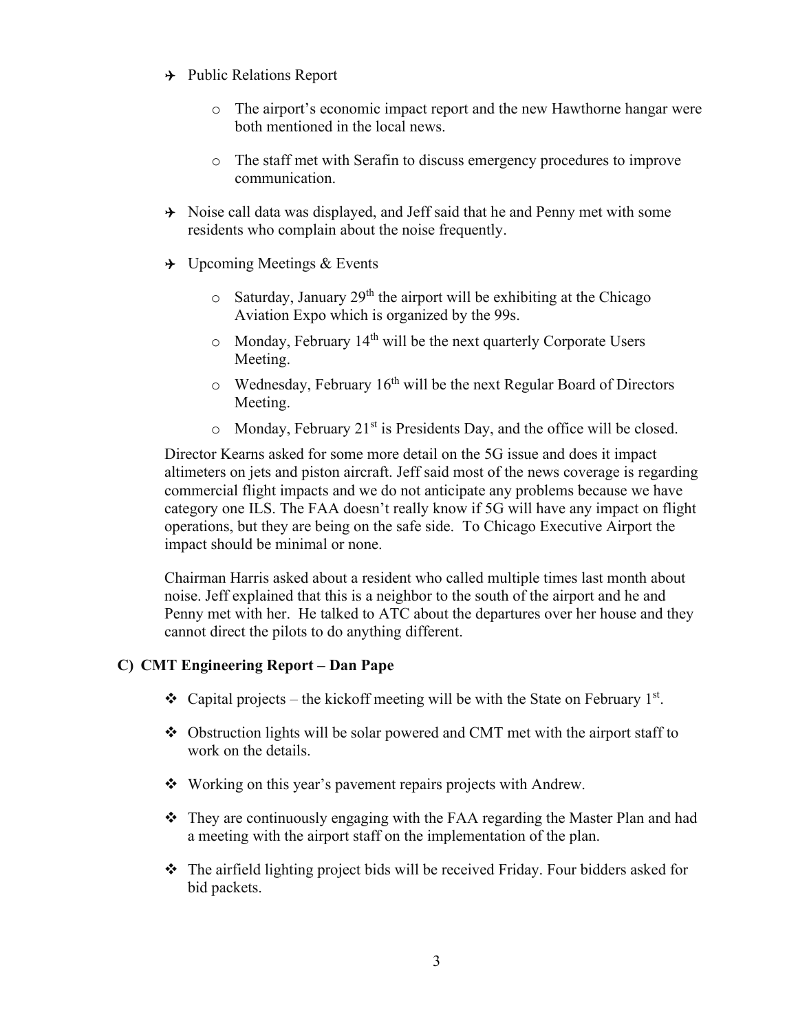- Public Relations Report
  - The airport's economic impact report and the new Hawthorne hangar were both mentioned in the local news.
  - The staff met with Serafin to discuss emergency procedures to improve communication.
- Noise call data was displayed, and Jeff said that he and Penny met with some residents who complain about the noise frequently.
- Upcoming Meetings & Events
  - Saturday, January 29th the airport will be exhibiting at the Chicago Aviation Expo which is organized by the 99s.
  - Monday, February 14th will be the next quarterly Corporate Users Meeting.
  - Wednesday, February 16th will be the next Regular Board of Directors Meeting.
  - Monday, February 21st is Presidents Day, and the office will be closed.

Director Kearns asked for some more detail on the 5G issue and does it impact altimeters on jets and piston aircraft. Jeff said most of the news coverage is regarding commercial flight impacts and we do not anticipate any problems because we have category one ILS. The FAA doesn't really know if 5G will have any impact on flight operations, but they are being on the safe side. To Chicago Executive Airport the impact should be minimal or none.

Chairman Harris asked about a resident who called multiple times last month about noise. Jeff explained that this is a neighbor to the south of the airport and he and Penny met with her. He talked to ATC about the departures over her house and they cannot direct the pilots to do anything different.

### C) CMT Engineering Report – Dan Pape

- Capital projects – the kickoff meeting will be with the State on February 1st.
- Obstruction lights will be solar powered and CMT met with the airport staff to work on the details.
- Working on this year's pavement repairs projects with Andrew.
- They are continuously engaging with the FAA regarding the Master Plan and had a meeting with the airport staff on the implementation of the plan.
- The airfield lighting project bids will be received Friday. Four bidders asked for bid packets.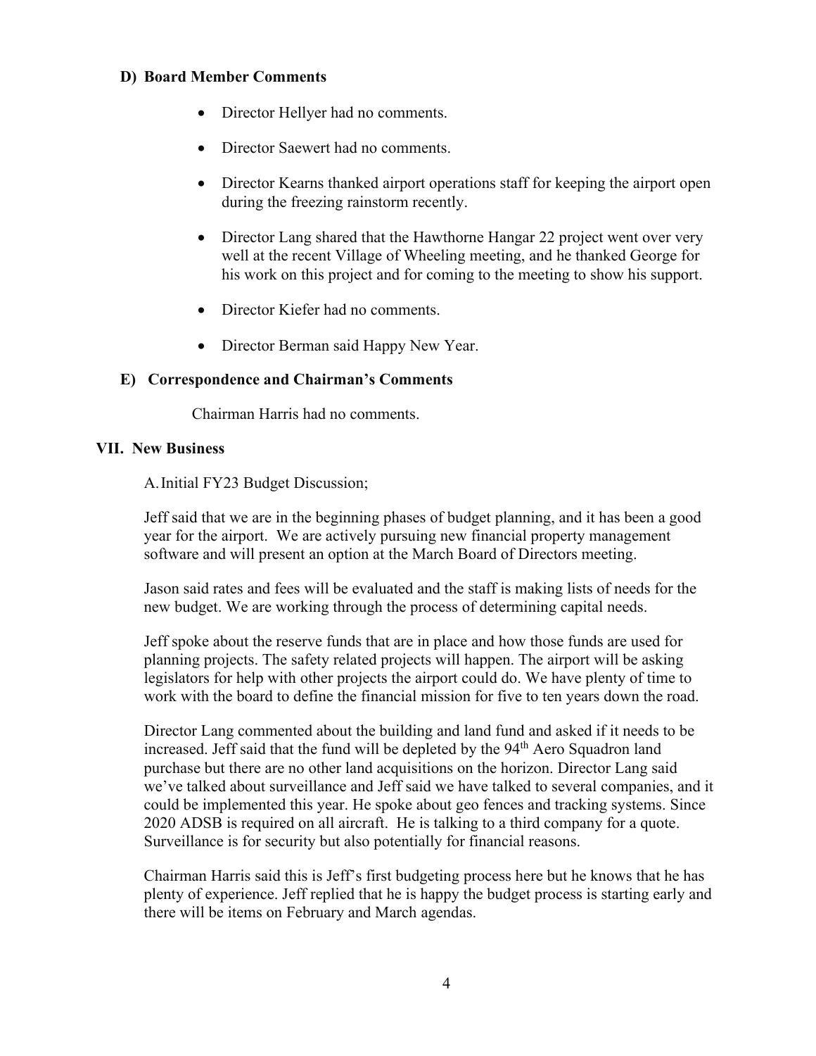### D) Board Member Comments

- Director Hellyer had no comments.
- Director Saewert had no comments.
- Director Kearns thanked airport operations staff for keeping the airport open during the freezing rainstorm recently.
- Director Lang shared that the Hawthorne Hangar 22 project went over very well at the recent Village of Wheeling meeting, and he thanked George for his work on this project and for coming to the meeting to show his support.
- Director Kiefer had no comments.
- Director Berman said Happy New Year.

### E) Correspondence and Chairman's Comments

Chairman Harris had no comments.

## VII. New Business

A. Initial FY23 Budget Discussion;

Jeff said that we are in the beginning phases of budget planning, and it has been a good year for the airport. We are actively pursuing new financial property management software and will present an option at the March Board of Directors meeting.

Jason said rates and fees will be evaluated and the staff is making lists of needs for the new budget. We are working through the process of determining capital needs.

Jeff spoke about the reserve funds that are in place and how those funds are used for planning projects. The safety related projects will happen. The airport will be asking legislators for help with other projects the airport could do. We have plenty of time to work with the board to define the financial mission for five to ten years down the road.

Director Lang commented about the building and land fund and asked if it needs to be increased. Jeff said that the fund will be depleted by the 94th Aero Squadron land purchase but there are no other land acquisitions on the horizon. Director Lang said we've talked about surveillance and Jeff said we have talked to several companies, and it could be implemented this year. He spoke about geo fences and tracking systems. Since 2020 ADSB is required on all aircraft. He is talking to a third company for a quote. Surveillance is for security but also potentially for financial reasons.

Chairman Harris said this is Jeff's first budgeting process here but he knows that he has plenty of experience. Jeff replied that he is happy the budget process is starting early and there will be items on February and March agendas.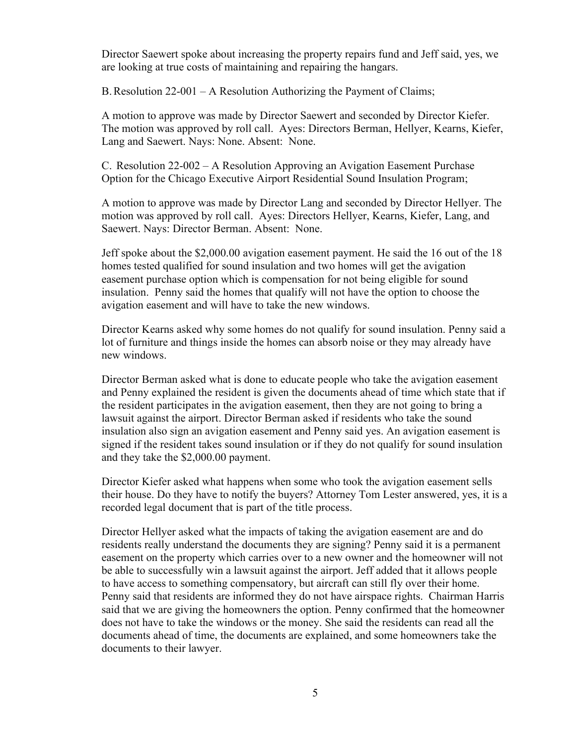Director Saewert spoke about increasing the property repairs fund and Jeff said, yes, we are looking at true costs of maintaining and repairing the hangars.

B. Resolution 22-001 – A Resolution Authorizing the Payment of Claims;

A motion to approve was made by Director Saewert and seconded by Director Kiefer. The motion was approved by roll call. Ayes: Directors Berman, Hellyer, Kearns, Kiefer, Lang and Saewert. Nays: None. Absent: None.

C. Resolution 22-002 – A Resolution Approving an Avigation Easement Purchase Option for the Chicago Executive Airport Residential Sound Insulation Program;

A motion to approve was made by Director Lang and seconded by Director Hellyer. The motion was approved by roll call. Ayes: Directors Hellyer, Kearns, Kiefer, Lang, and Saewert. Nays: Director Berman. Absent: None.

Jeff spoke about the $2,000.00 avigation easement payment. He said the 16 out of the 18 homes tested qualified for sound insulation and two homes will get the avigation easement purchase option which is compensation for not being eligible for sound insulation. Penny said the homes that qualify will not have the option to choose the avigation easement and will have to take the new windows.

Director Kearns asked why some homes do not qualify for sound insulation. Penny said a lot of furniture and things inside the homes can absorb noise or they may already have new windows.

Director Berman asked what is done to educate people who take the avigation easement and Penny explained the resident is given the documents ahead of time which state that if the resident participates in the avigation easement, then they are not going to bring a lawsuit against the airport. Director Berman asked if residents who take the sound insulation also sign an avigation easement and Penny said yes. An avigation easement is signed if the resident takes sound insulation or if they do not qualify for sound insulation and they take the $2,000.00 payment.

Director Kiefer asked what happens when some who took the avigation easement sells their house. Do they have to notify the buyers? Attorney Tom Lester answered, yes, it is a recorded legal document that is part of the title process.

Director Hellyer asked what the impacts of taking the avigation easement are and do residents really understand the documents they are signing? Penny said it is a permanent easement on the property which carries over to a new owner and the homeowner will not be able to successfully win a lawsuit against the airport. Jeff added that it allows people to have access to something compensatory, but aircraft can still fly over their home. Penny said that residents are informed they do not have airspace rights. Chairman Harris said that we are giving the homeowners the option. Penny confirmed that the homeowner does not have to take the windows or the money. She said the residents can read all the documents ahead of time, the documents are explained, and some homeowners take the documents to their lawyer.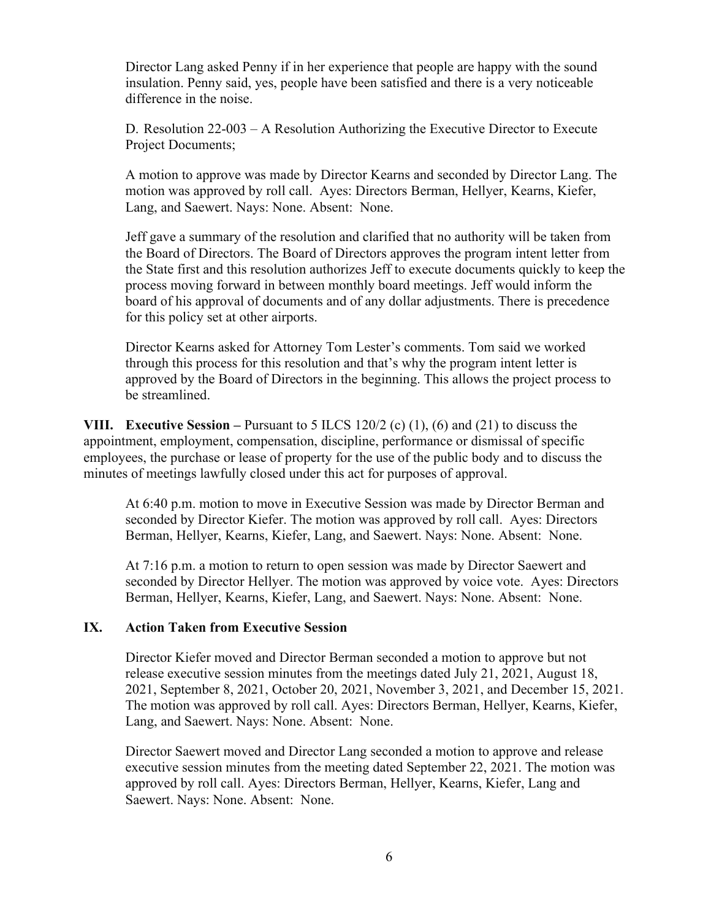Director Lang asked Penny if in her experience that people are happy with the sound insulation. Penny said, yes, people have been satisfied and there is a very noticeable difference in the noise.

D. Resolution 22-003 – A Resolution Authorizing the Executive Director to Execute Project Documents;

A motion to approve was made by Director Kearns and seconded by Director Lang. The motion was approved by roll call. Ayes: Directors Berman, Hellyer, Kearns, Kiefer, Lang, and Saewert. Nays: None. Absent: None.

Jeff gave a summary of the resolution and clarified that no authority will be taken from the Board of Directors. The Board of Directors approves the program intent letter from the State first and this resolution authorizes Jeff to execute documents quickly to keep the process moving forward in between monthly board meetings. Jeff would inform the board of his approval of documents and of any dollar adjustments. There is precedence for this policy set at other airports.

Director Kearns asked for Attorney Tom Lester's comments. Tom said we worked through this process for this resolution and that's why the program intent letter is approved by the Board of Directors in the beginning. This allows the project process to be streamlined.

**VIII. Executive Session –** Pursuant to 5 ILCS 120/2 (c) (1), (6) and (21) to discuss the appointment, employment, compensation, discipline, performance or dismissal of specific employees, the purchase or lease of property for the use of the public body and to discuss the minutes of meetings lawfully closed under this act for purposes of approval.

At 6:40 p.m. motion to move in Executive Session was made by Director Berman and seconded by Director Kiefer. The motion was approved by roll call. Ayes: Directors Berman, Hellyer, Kearns, Kiefer, Lang, and Saewert. Nays: None. Absent: None.

At 7:16 p.m. a motion to return to open session was made by Director Saewert and seconded by Director Hellyer. The motion was approved by voice vote. Ayes: Directors Berman, Hellyer, Kearns, Kiefer, Lang, and Saewert. Nays: None. Absent: None.

**IX. Action Taken from Executive Session**

Director Kiefer moved and Director Berman seconded a motion to approve but not release executive session minutes from the meetings dated July 21, 2021, August 18, 2021, September 8, 2021, October 20, 2021, November 3, 2021, and December 15, 2021. The motion was approved by roll call. Ayes: Directors Berman, Hellyer, Kearns, Kiefer, Lang, and Saewert. Nays: None. Absent: None.

Director Saewert moved and Director Lang seconded a motion to approve and release executive session minutes from the meeting dated September 22, 2021. The motion was approved by roll call. Ayes: Directors Berman, Hellyer, Kearns, Kiefer, Lang and Saewert. Nays: None. Absent: None.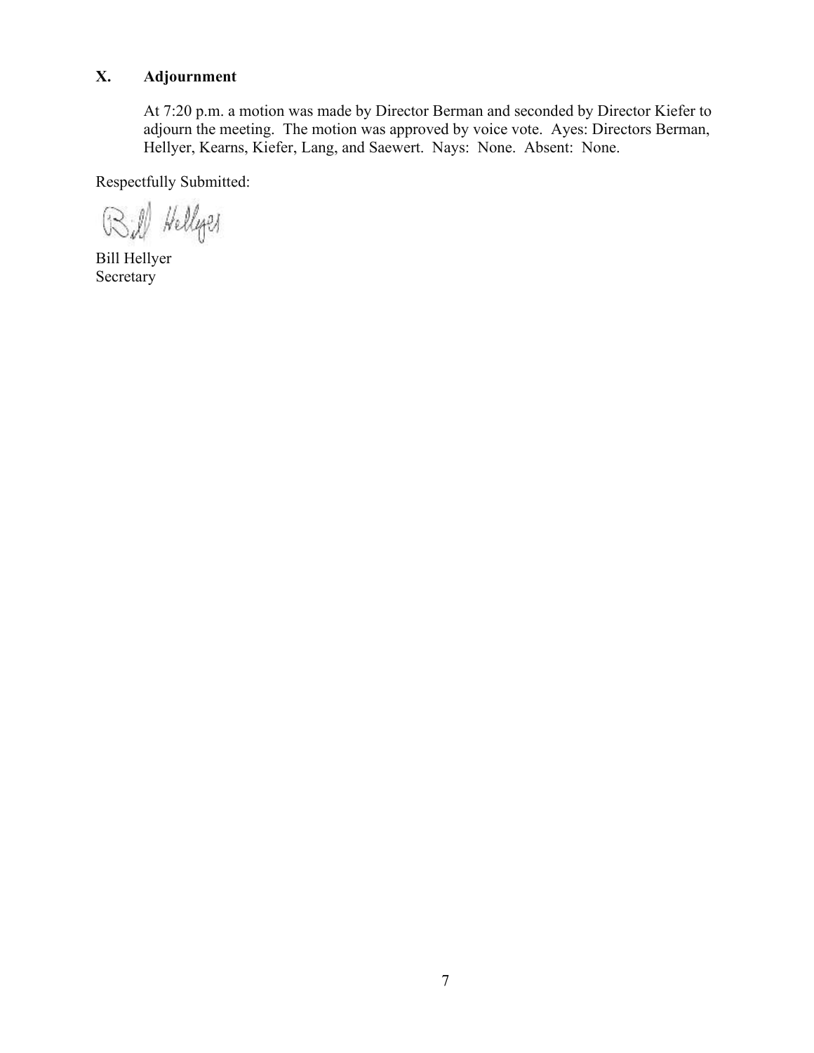## X. Adjournment

At 7:20 p.m. a motion was made by Director Berman and seconded by Director Kiefer to adjourn the meeting. The motion was approved by voice vote. Ayes: Directors Berman, Hellyer, Kearns, Kiefer, Lang, and Saewert. Nays: None. Absent: None.

Respectfully Submitted:

Bill Hellyer

Bill Hellyer
Secretary